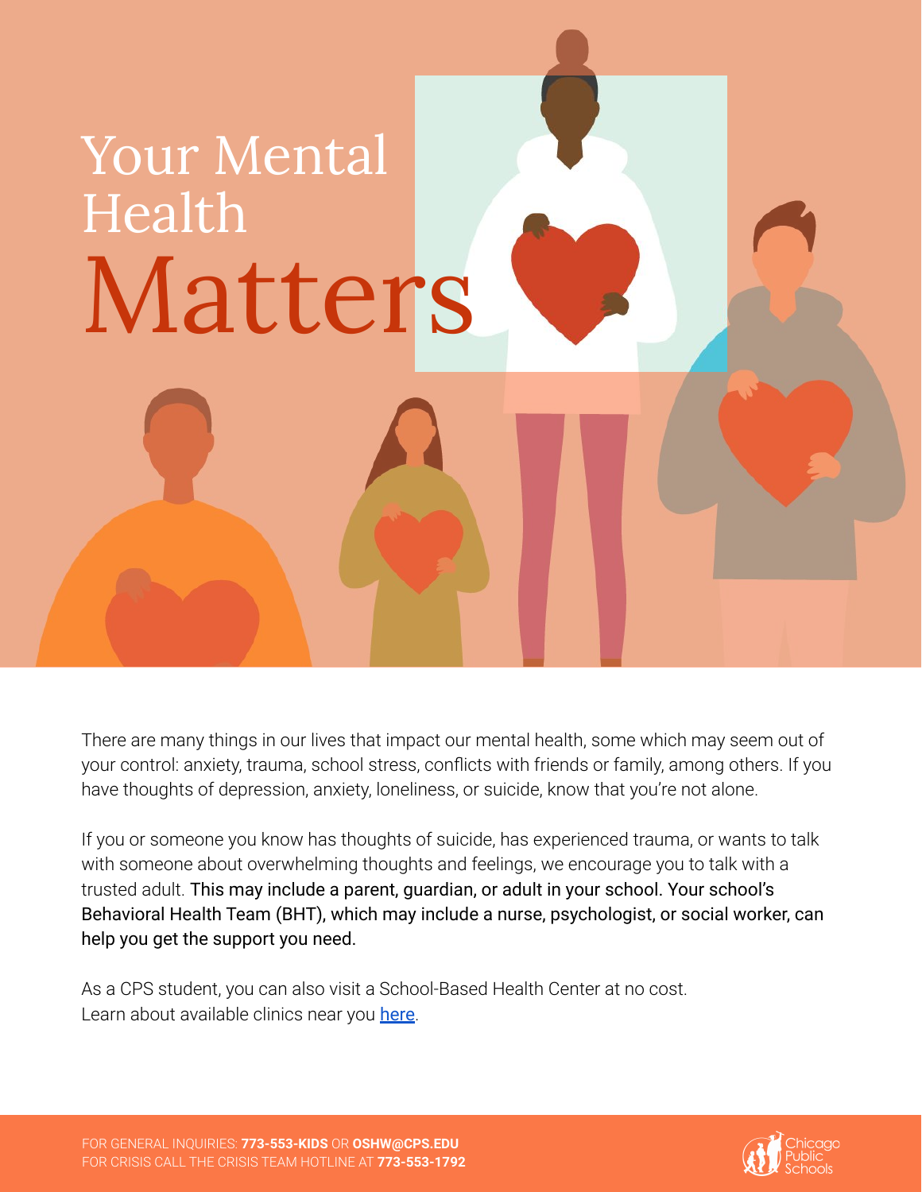# Your Mental Health Matters

There are many things in our lives that impact our mental health, some which may seem out of your control: anxiety, trauma, school stress, conflicts with friends or family, among others. If you have thoughts of depression, anxiety, loneliness, or suicide, know that you're not alone.

If you or someone you know has thoughts of suicide, has experienced trauma, or wants to talk with someone about overwhelming thoughts and feelings, we encourage you to talk with a trusted adult. This may include a parent, guardian, or adult in your school. Your school's Behavioral Health Team (BHT), which may include a nurse, psychologist, or social worker, can help you get the support you need.

As a CPS student, you can also visit a School-Based Health Center at no cost.
Learn about available clinics near you [here](here).

FOR GENERAL INQUIRIES: **773-553-KIDS** OR **OSHW@CPS.EDU**
FOR CRISIS CALL THE CRISIS TEAM HOTLINE AT **773-553-1792**

Chicago Public Schools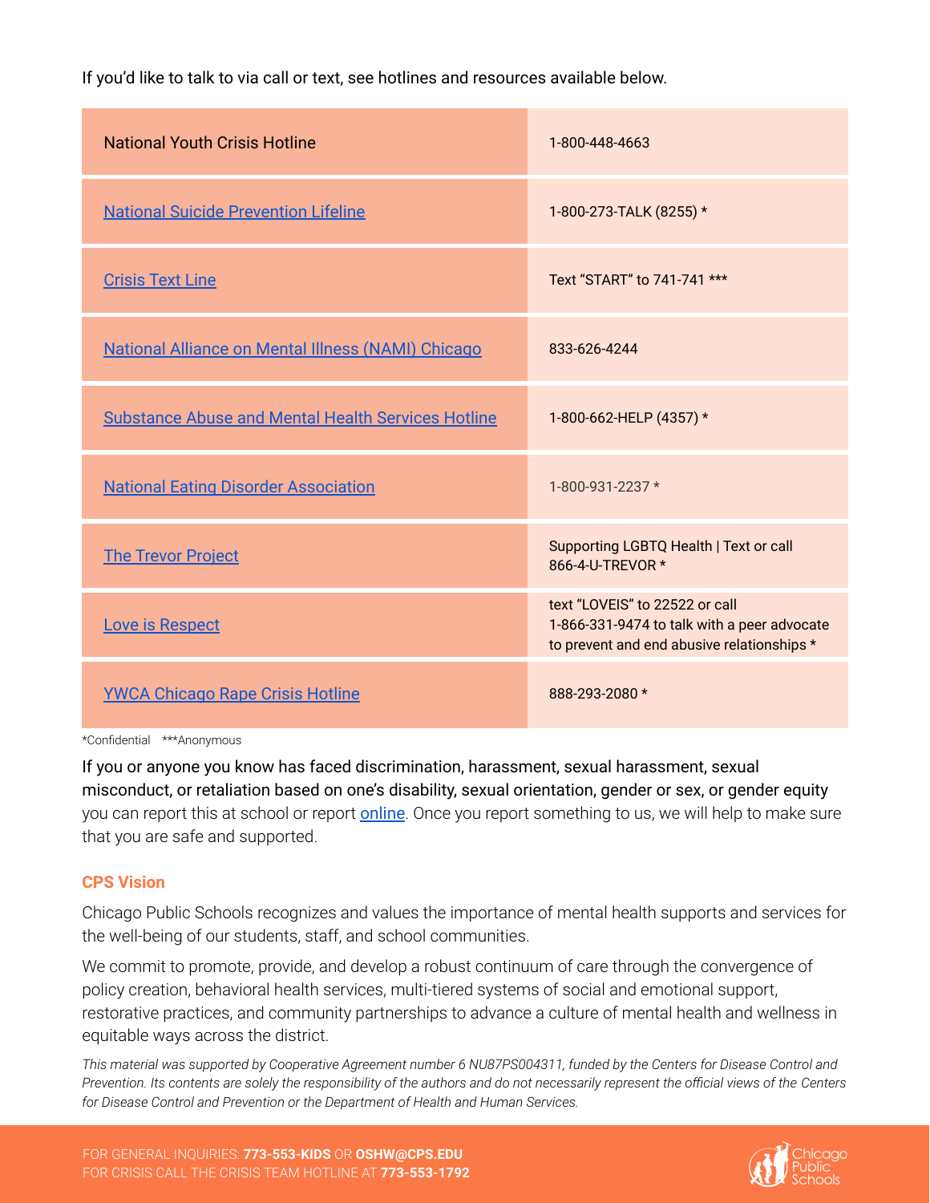If you'd like to talk to via call or text, see hotlines and resources available below.

| | |
|---|---|
| National Youth Crisis Hotline | 1-800-448-4663 |
| National Suicide Prevention Lifeline | 1-800-273-TALK (8255) * |
| Crisis Text Line | Text "START" to 741-741 *** |
| National Alliance on Mental Illness (NAMI) Chicago | 833-626-4244 |
| Substance Abuse and Mental Health Services Hotline | 1-800-662-HELP (4357) * |
| National Eating Disorder Association | 1-800-931-2237 * |
| The Trevor Project | Supporting LGBTQ Health \| Text or call 866-4-U-TREVOR * |
| Love is Respect | text "LOVEIS" to 22522 or call 1-866-331-9474 to talk with a peer advocate to prevent and end abusive relationships * |
| YWCA Chicago Rape Crisis Hotline | 888-293-2080 * |

*Confidential ***Anonymous

If you or anyone you know has faced discrimination, harassment, sexual harassment, sexual misconduct, or retaliation based on one's disability, sexual orientation, gender or sex, or gender equity you can report this at school or report online. Once you report something to us, we will help to make sure that you are safe and supported.

### CPS Vision

Chicago Public Schools recognizes and values the importance of mental health supports and services for the well-being of our students, staff, and school communities.

We commit to promote, provide, and develop a robust continuum of care through the convergence of policy creation, behavioral health services, multi-tiered systems of social and emotional support, restorative practices, and community partnerships to advance a culture of mental health and wellness in equitable ways across the district.

*This material was supported by Cooperative Agreement number 6 NU87PS004311, funded by the Centers for Disease Control and Prevention. Its contents are solely the responsibility of the authors and do not necessarily represent the official views of the Centers for Disease Control and Prevention or the Department of Health and Human Services.*

FOR GENERAL INQUIRIES: **773-553-KIDS** OR **OSHW@CPS.EDU**
FOR CRISIS CALL THE CRISIS TEAM HOTLINE AT **773-553-1792**

Chicago Public Schools